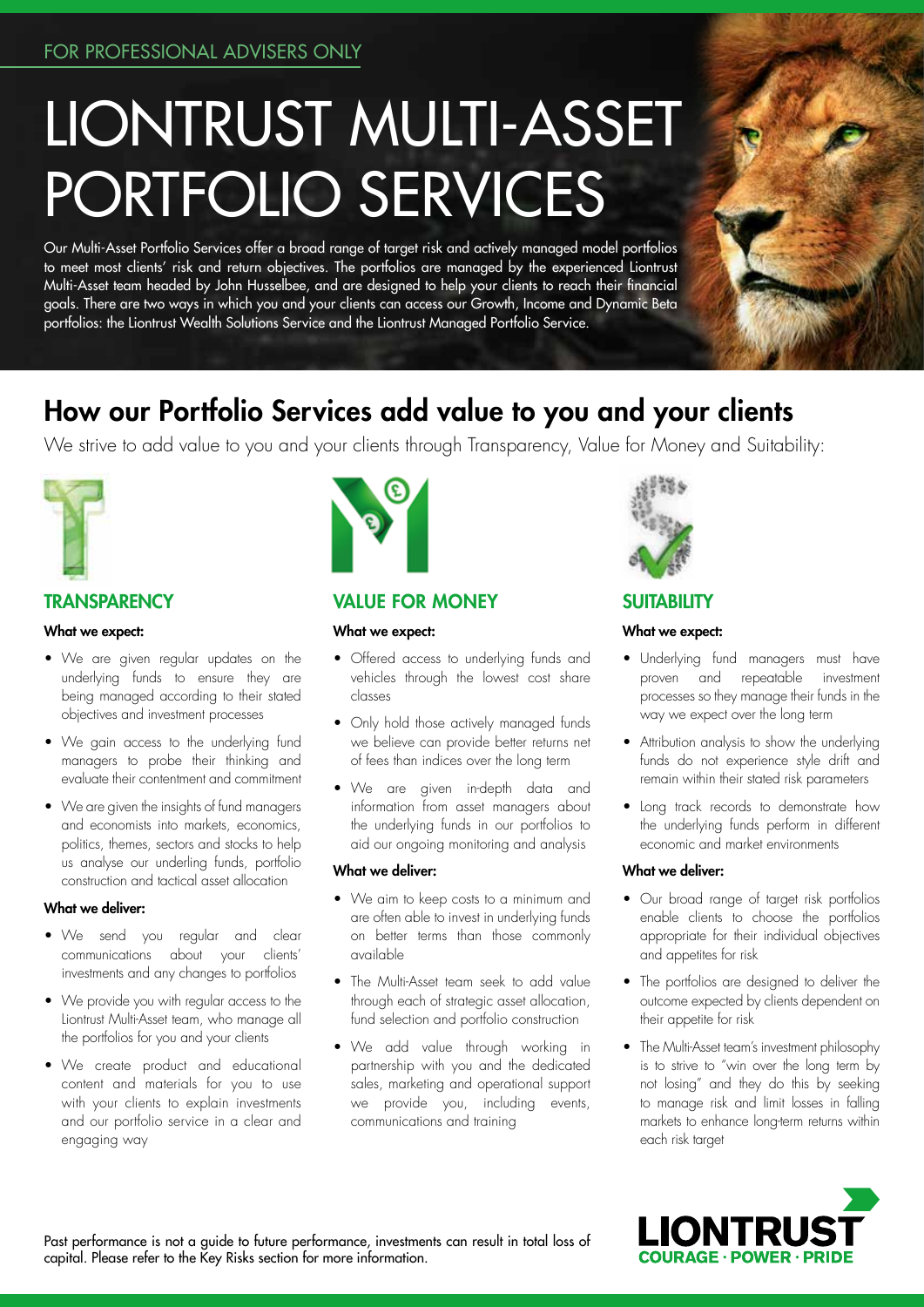FOR PROFESSIONAL ADVISERS ONLY

# LIONTRUST MULTI-ASSET PORTFOLIO SERVICES

Our Multi-Asset Portfolio Services offer a broad range of target risk and actively managed model portfolios to meet most clients' risk and return objectives. The portfolios are managed by the experienced Liontrust Multi-Asset team headed by John Husselbee, and are designed to help your clients to reach their financial goals. There are two ways in which you and your clients can access our Growth, Income and Dynamic Beta portfolios: the Liontrust Wealth Solutions Service and the Liontrust Managed Portfolio Service.

## How our Portfolio Services add value to you and your clients

We strive to add value to you and your clients through Transparency, Value for Money and Suitability:

### TRANSPARENCY

**What we expect:**

- We are given regular updates on the underlying funds to ensure they are being managed according to their stated objectives and investment processes
- We gain access to the underlying fund managers to probe their thinking and evaluate their contentment and commitment
- We are given the insights of fund managers and economists into markets, economics, politics, themes, sectors and stocks to help us analyse our underling funds, portfolio construction and tactical asset allocation

**What we deliver:**

- We send you regular and clear communications about your clients' investments and any changes to portfolios
- We provide you with regular access to the Liontrust Multi-Asset team, who manage all the portfolios for you and your clients
- We create product and educational content and materials for you to use with your clients to explain investments and our portfolio service in a clear and engaging way

### VALUE FOR MONEY

**What we expect:**

- Offered access to underlying funds and vehicles through the lowest cost share classes
- Only hold those actively managed funds we believe can provide better returns net of fees than indices over the long term
- We are given in-depth data and information from asset managers about the underlying funds in our portfolios to aid our ongoing monitoring and analysis

**What we deliver:**

- We aim to keep costs to a minimum and are often able to invest in underlying funds on better terms than those commonly available
- The Multi-Asset team seek to add value through each of strategic asset allocation, fund selection and portfolio construction
- We add value through working in partnership with you and the dedicated sales, marketing and operational support we provide you, including events, communications and training

### SUITABILITY

**What we expect:**

- Underlying fund managers must have proven and repeatable investment processes so they manage their funds in the way we expect over the long term
- Attribution analysis to show the underlying funds do not experience style drift and remain within their stated risk parameters
- Long track records to demonstrate how the underlying funds perform in different economic and market environments

**What we deliver:**

- Our broad range of target risk portfolios enable clients to choose the portfolios appropriate for their individual objectives and appetites for risk
- The portfolios are designed to deliver the outcome expected by clients dependent on their appetite for risk
- The Multi-Asset team's investment philosophy is to strive to "win over the long term by not losing" and they do this by seeking to manage risk and limit losses in falling markets to enhance long-term returns within each risk target

Past performance is not a guide to future performance, investments can result in total loss of capital. Please refer to the Key Risks section for more information.

LIONTRUST
COURAGE · POWER · PRIDE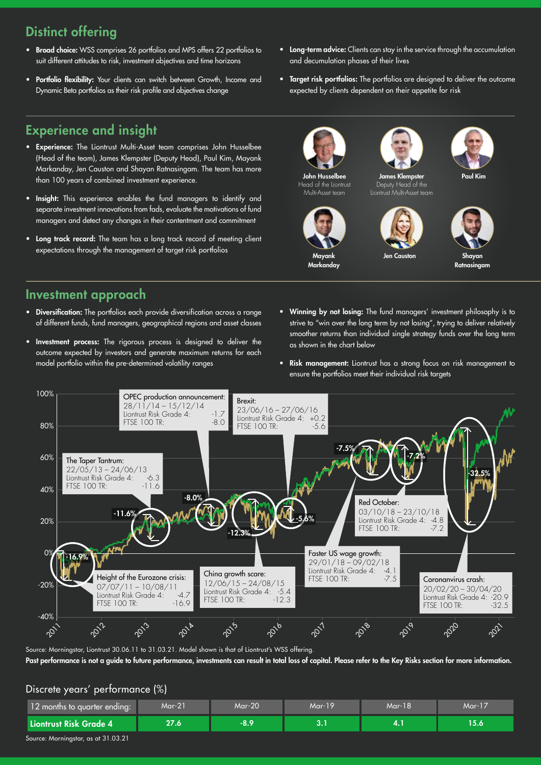## Distinct offering

- **Broad choice:** WSS comprises 26 portfolios and MPS offers 22 portfolios to suit different attitudes to risk, investment objectives and time horizons
- **Portfolio flexibility:** Your clients can switch between Growth, Income and Dynamic Beta portfolios as their risk profile and objectives change
- **Long-term advice:** Clients can stay in the service through the accumulation and decumulation phases of their lives
- **Target risk portfolios:** The portfolios are designed to deliver the outcome expected by clients dependent on their appetite for risk

## Experience and insight

- **Experience:** The Liontrust Multi-Asset team comprises John Husselbee (Head of the team), James Klempster (Deputy Head), Paul Kim, Mayank Markanday, Jen Causton and Shayan Ratnasingam. The team has more than 100 years of combined investment experience.
- **Insight:** This experience enables the fund managers to identify and separate investment innovations from fads, evaluate the motivations of fund managers and detect any changes in their contentment and commitment
- **Long track record:** The team has a long track record of meeting client expectations through the management of target risk portfolios

**John Husselbee**
Head of the Liontrust Multi-Asset team

**James Klempster**
Deputy Head of the Liontrust Multi-Asset team

**Paul Kim**

**Mayank Markanday**

**Jen Causton**

**Shayan Ratnasingam**

## Investment approach

- **Diversification:** The portfolios each provide diversification across a range of different funds, fund managers, geographical regions and asset classes
- **Investment process:** The rigorous process is designed to deliver the outcome expected by investors and generate maximum returns for each model portfolio within the pre-determined volatility ranges
- **Winning by not losing:** The fund managers' investment philosophy is to strive to "win over the long term by not losing", trying to deliver relatively smoother returns than individual single strategy funds over the long term as shown in the chart below
- **Risk management:** Liontrust has a strong focus on risk management to ensure the portfolios meet their individual risk targets

| Event | Period | Liontrust Risk Grade 4 | FTSE 100 TR |
|---|---|---|---|
| Height of the Eurozone crisis | 07/07/11 – 10/08/11 | -4.7 | -16.9 |
| The Taper Tantrum | 22/05/13 – 24/06/13 | -6.3 | -11.6 |
| OPEC production announcement | 28/11/14 – 15/12/14 | -1.7 | -8.0 |
| China growth scare | 12/06/15 – 24/08/15 | -5.4 | -12.3 |
| Brexit | 23/06/16 – 27/06/16 | +0.2 | -5.6 |
| Faster US wage growth | 29/01/18 – 09/02/18 | -4.1 | -7.5 |
| Red October | 03/10/18 – 23/10/18 | -4.8 | -7.2 |
| Coronanvirus crash | 20/02/20 – 30/04/20 | -20.9 | -32.5 |

Source: Morningstar, Liontrust 30.06.11 to 31.03.21. Model shown is that of Liontrust's WSS offering.

**Past performance is not a guide to future performance, investments can result in total loss of capital. Please refer to the Key Risks section for more information.**

### Discrete years' performance (%)

| 12 months to quarter ending: | Mar-21 | Mar-20 | Mar-19 | Mar-18 | Mar-17 |
|---|---|---|---|---|---|
| **Liontrust Risk Grade 4** | **27.6** | **-8.9** | **3.1** | **4.1** | **15.6** |

Source: Morningstar, as at 31.03.21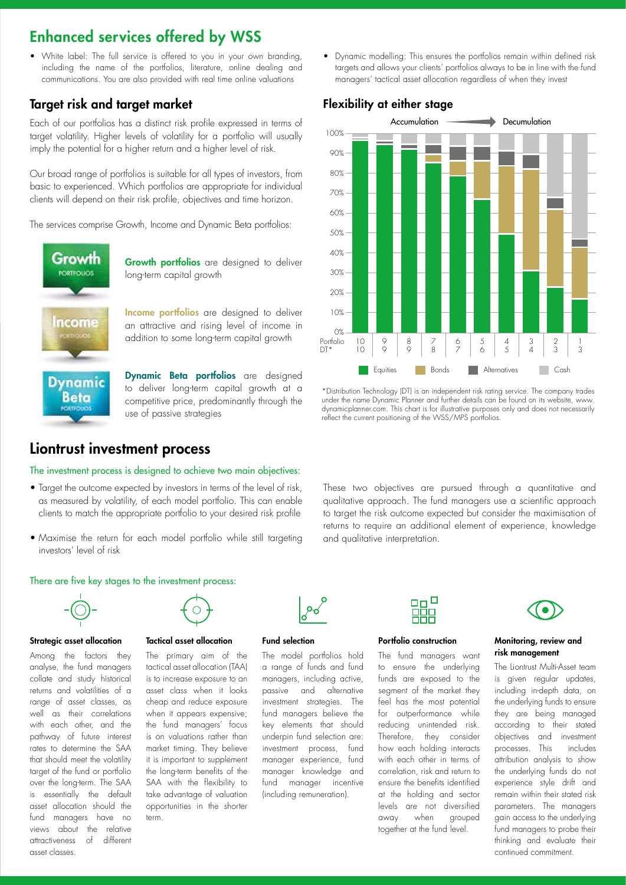## Enhanced services offered by WSS

- White label: The full service is offered to you in your own branding, including the name of the portfolios, literature, online dealing and communications. You are also provided with real time online valuations
- Dynamic modelling: This ensures the portfolios remain within defined risk targets and allows your clients' portfolios always to be in line with the fund managers' tactical asset allocation regardless of when they invest

### Target risk and target market

Each of our portfolios has a distinct risk profile expressed in terms of target volatility. Higher levels of volatility for a portfolio will usually imply the potential for a higher return and a higher level of risk.

Our broad range of portfolios is suitable for all types of investors, from basic to experienced. Which portfolios are appropriate for individual clients will depend on their risk profile, objectives and time horizon.

The services comprise Growth, Income and Dynamic Beta portfolios:

**Growth portfolios** are designed to deliver long-term capital growth

**Income portfolios** are designed to deliver an attractive and rising level of income in addition to some long-term capital growth

**Dynamic Beta portfolios** are designed to deliver long-term capital growth at a competitive price, predominantly through the use of passive strategies

### Flexibility at either stage

Accumulation → Decumulation

| Portfolio | 10 | 9 | 8 | 7 | 6 | 5 | 4 | 3 | 2 | 1 |
|---|---|---|---|---|---|---|---|---|---|---|
| DT* | 10 | 9 | 9 | 8 | 7 | 6 | 5 | 4 | 3 | 3 |

Equities | Bonds | Alternatives | Cash

*Distribution Technology (DT) is an independent risk rating service. The company trades under the name Dynamic Planner and further details can be found on its website, www.dynamicplanner.com. This chart is for illustrative purposes only and does not necessarily reflect the current positioning of the WSS/MPS portfolios.

## Liontrust investment process

The investment process is designed to achieve two main objectives:

- Target the outcome expected by investors in terms of the level of risk, as measured by volatility, of each model portfolio. This can enable clients to match the appropriate portfolio to your desired risk profile
- Maximise the return for each model portfolio while still targeting investors' level of risk

These two objectives are pursued through a quantitative and qualitative approach. The fund managers use a scientific approach to target the risk outcome expected but consider the maximisation of returns to require an additional element of experience, knowledge and qualitative interpretation.

There are five key stages to the investment process:

**Strategic asset allocation**

Among the factors they analyse, the fund managers collate and study historical returns and volatilities of a range of asset classes, as well as their correlations with each other, and the pathway of future interest rates to determine the SAA that should meet the volatility target of the fund or portfolio over the long-term. The SAA is essentially the default asset allocation should the fund managers have no views about the relative attractiveness of different asset classes.

**Tactical asset allocation**

The primary aim of the tactical asset allocation (TAA) is to increase exposure to an asset class when it looks cheap and reduce exposure when it appears expensive; the fund managers' focus is on valuations rather than market timing. They believe it is important to supplement the long-term benefits of the SAA with the flexibility to take advantage of valuation opportunities in the shorter term.

**Fund selection**

The model portfolios hold a range of funds and fund managers, including active, passive and alternative investment strategies. The fund managers believe the key elements that should underpin fund selection are: investment process, fund manager experience, fund manager knowledge and fund manager incentive (including remuneration).

**Portfolio construction**

The fund managers want to ensure the underlying funds are exposed to the segment of the market they feel has the most potential for outperformance while reducing unintended risk. Therefore, they consider how each holding interacts with each other in terms of correlation, risk and return to ensure the benefits identified at the holding and sector levels are not diversified away when grouped together at the fund level.

**Monitoring, review and risk management**

The Liontrust Multi-Asset team is given regular updates, including in-depth data, on the underlying funds to ensure they are being managed according to their stated objectives and investment processes. This includes attribution analysis to show the underlying funds do not experience style drift and remain within their stated risk parameters. The managers gain access to the underlying fund managers to probe their thinking and evaluate their continued commitment.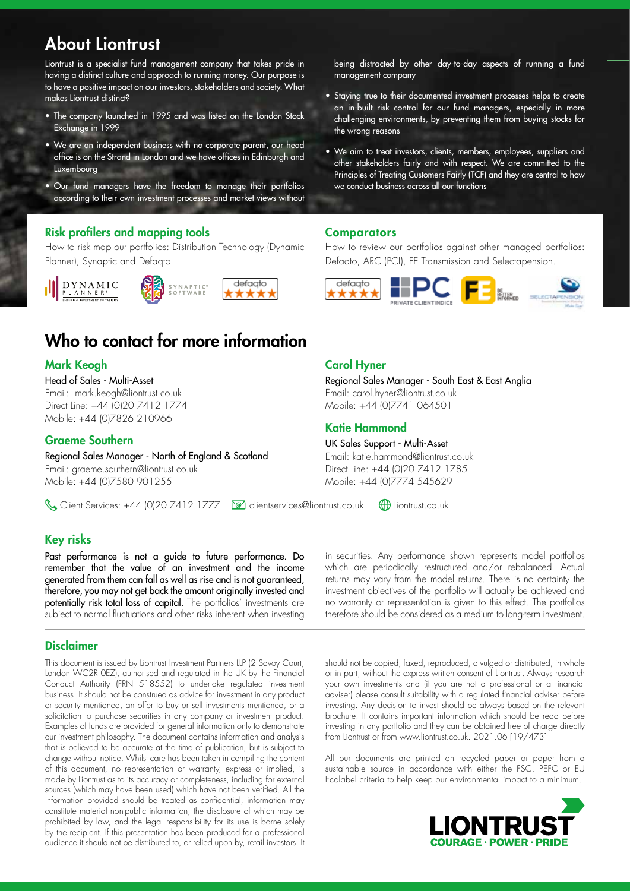## About Liontrust

Liontrust is a specialist fund management company that takes pride in having a distinct culture and approach to running money. Our purpose is to have a positive impact on our investors, stakeholders and society. What makes Liontrust distinct?

- The company launched in 1995 and was listed on the London Stock Exchange in 1999
- We are an independent business with no corporate parent, our head office is on the Strand in London and we have offices in Edinburgh and Luxembourg
- Our fund managers have the freedom to manage their portfolios according to their own investment processes and market views without being distracted by other day-to-day aspects of running a fund management company
- Staying true to their documented investment processes helps to create an in-built risk control for our fund managers, especially in more challenging environments, by preventing them from buying stocks for the wrong reasons
- We aim to treat investors, clients, members, employees, suppliers and other stakeholders fairly and with respect. We are committed to the Principles of Treating Customers Fairly (TCF) and they are central to how we conduct business across all our functions

### Risk profilers and mapping tools

How to risk map our portfolios: Distribution Technology (Dynamic Planner), Synaptic and Defaqto.

### Comparators

How to review our portfolios against other managed portfolios: Defaqto, ARC (PCI), FE Transmission and Selectapension.

## Who to contact for more information

### Mark Keogh

Head of Sales - Multi-Asset
Email: mark.keogh@liontrust.co.uk
Direct Line: +44 (0)20 7412 1774
Mobile: +44 (0)7826 210966

### Graeme Southern

Regional Sales Manager - North of England & Scotland
Email: graeme.southern@liontrust.co.uk
Mobile: +44 (0)7580 901255

### Carol Hyner

Regional Sales Manager - South East & East Anglia
Email: carol.hyner@liontrust.co.uk
Mobile: +44 (0)7741 064501

### Katie Hammond

UK Sales Support - Multi-Asset
Email: katie.hammond@liontrust.co.uk
Direct Line: +44 (0)20 7412 1785
Mobile: +44 (0)7774 545629

Client Services: +44 (0)20 7412 1777 clientservices@liontrust.co.uk liontrust.co.uk

### Key risks

**Past performance is not a guide to future performance. Do remember that the value of an investment and the income generated from them can fall as well as rise and is not guaranteed, therefore, you may not get back the amount originally invested and potentially risk total loss of capital.** The portfolios' investments are subject to normal fluctuations and other risks inherent when investing in securities. Any performance shown represents model portfolios which are periodically restructured and/or rebalanced. Actual returns may vary from the model returns. There is no certainty the investment objectives of the portfolio will actually be achieved and no warranty or representation is given to this effect. The portfolios therefore should be considered as a medium to long-term investment.

### Disclaimer

This document is issued by Liontrust Investment Partners LLP (2 Savoy Court, London WC2R 0EZ), authorised and regulated in the UK by the Financial Conduct Authority (FRN 518552) to undertake regulated investment business. It should not be construed as advice for investment in any product or security mentioned, an offer to buy or sell investments mentioned, or a solicitation to purchase securities in any company or investment product. Examples of funds are provided for general information only to demonstrate our investment philosophy. The document contains information and analysis that is believed to be accurate at the time of publication, but is subject to change without notice. Whilst care has been taken in compiling the content of this document, no representation or warranty, express or implied, is made by Liontrust as to its accuracy or completeness, including for external sources (which may have been used) which have not been verified. All the information provided should be treated as confidential, information may constitute material non-public information, the disclosure of which may be prohibited by law, and the legal responsibility for its use is borne solely by the recipient. If this presentation has been produced for a professional audience it should not be distributed to, or relied upon by, retail investors. It should not be copied, faxed, reproduced, divulged or distributed, in whole or in part, without the express written consent of Liontrust. Always research your own investments and (if you are not a professional or a financial adviser) please consult suitability with a regulated financial adviser before investing. Any decision to invest should be always based on the relevant brochure. It contains important information which should be read before investing in any portfolio and they can be obtained free of charge directly from Liontrust or from www.liontrust.co.uk. 2021.06 [19/473]

All our documents are printed on recycled paper or paper from a sustainable source in accordance with either the FSC, PEFC or EU Ecolabel criteria to help keep our environmental impact to a minimum.

LIONTRUST
COURAGE · POWER · PRIDE